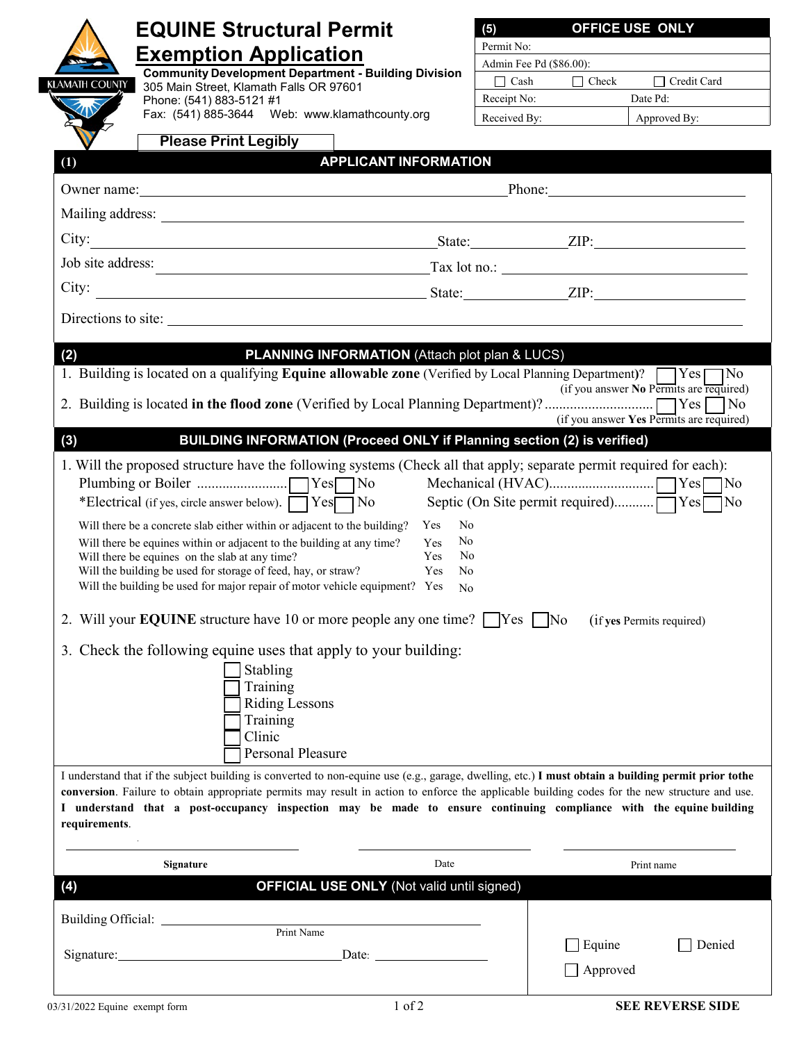# EQUINE Structural Permit Exemption Application

**Community Development Department - Building Division**
305 Main Street, Klamath Falls OR 97601
Phone: (541) 883-5121 #1
Fax: (541) 885-3644 Web: www.klamathcounty.org

KLAMATH COUNTY

| (5) OFFICE USE ONLY | |
|---|---|
| Permit No: | |
| Admin Fee Pd ($86.00): | |
| ☐ Cash ☐ Check ☐ Credit Card | |
| Receipt No: | Date Pd: |
| Received By: | Approved By: |

**Please Print Legibly**

## (1) APPLICANT INFORMATION

Owner name: ____________________ Phone: ____________________

Mailing address: ____________________

City: ____________________ State: __________ ZIP: __________

Job site address: ____________________ Tax lot no.: ____________________

City: ____________________ State: __________ ZIP: __________

Directions to site: ____________________

## (2) PLANNING INFORMATION (Attach plot plan & LUCS)

1. Building is located on a qualifying **Equine allowable zone** (Verified by Local Planning Department)? ☐ Yes ☐ No
   (if you answer **No** Permits are required)
2. Building is located **in the flood zone** (Verified by Local Planning Department)? ............................ ☐ Yes ☐ No
   (if you answer **Yes** Permits are required)

## (3) BUILDING INFORMATION (Proceed ONLY if Planning section (2) is verified)

1. Will the proposed structure have the following systems (Check all that apply; separate permit required for each):

   Plumbing or Boiler ......................... ☐ Yes ☐ No   Mechanical (HVAC)............................ ☐ Yes ☐ No

   *Electrical (if yes, circle answer below). ☐ Yes ☐ No   Septic (On Site permit required)........... ☐ Yes ☐ No

   | | | |
   |---|---|---|
   | Will there be a concrete slab either within or adjacent to the building? | Yes | No |
   | Will there be equines within or adjacent to the building at any time? | Yes | No |
   | Will there be equines on the slab at any time? | Yes | No |
   | Will the building be used for storage of feed, hay, or straw? | Yes | No |
   | Will the building be used for major repair of motor vehicle equipment? | Yes | No |

2. Will your **EQUINE** structure have 10 or more people any one time? ☐ Yes ☐ No (if **yes** Permits required)

3. Check the following equine uses that apply to your building:
   - ☐ Stabling
   - ☐ Training
   - ☐ Riding Lessons
   - ☐ Training
   - ☐ Clinic
   - ☐ Personal Pleasure

I understand that if the subject building is converted to non-equine use (e.g., garage, dwelling, etc.) **I must obtain a building permit prior tothe conversion**. Failure to obtain appropriate permits may result in action to enforce the applicable building codes for the new structure and use. **I understand that a post-occupancy inspection may be made to ensure continuing compliance with the equine building requirements**.

____________________ ____________________ ____________________
**Signature** Date Print name

## (4) OFFICIAL USE ONLY (Not valid until signed)

Building Official: ____________________
Print Name

Signature: ____________________ Date: __________

☐ Equine ☐ Denied
☐ Approved

03/31/2022 Equine exempt form

**SEE REVERSE SIDE**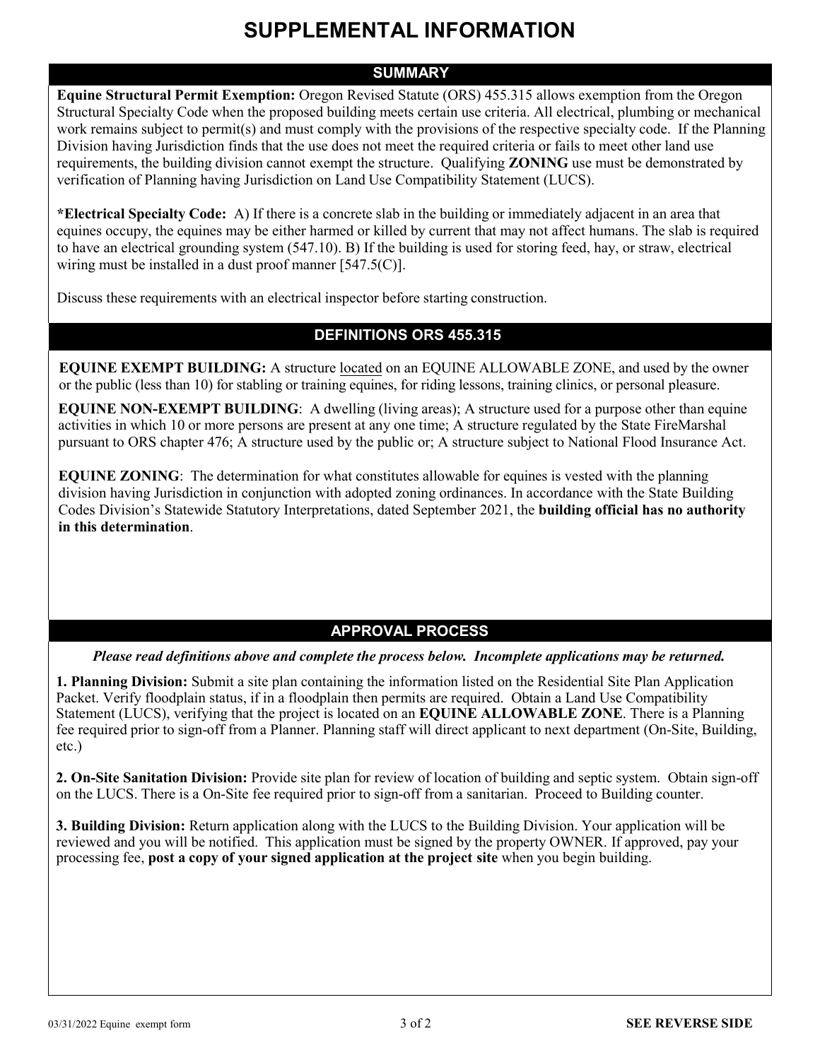# SUPPLEMENTAL INFORMATION

## SUMMARY

**Equine Structural Permit Exemption:** Oregon Revised Statute (ORS) 455.315 allows exemption from the Oregon Structural Specialty Code when the proposed building meets certain use criteria. All electrical, plumbing or mechanical work remains subject to permit(s) and must comply with the provisions of the respective specialty code. If the Planning Division having Jurisdiction finds that the use does not meet the required criteria or fails to meet other land use requirements, the building division cannot exempt the structure. Qualifying **ZONING** use must be demonstrated by verification of Planning having Jurisdiction on Land Use Compatibility Statement (LUCS).

**\*Electrical Specialty Code:** A) If there is a concrete slab in the building or immediately adjacent in an area that equines occupy, the equines may be either harmed or killed by current that may not affect humans. The slab is required to have an electrical grounding system (547.10). B) If the building is used for storing feed, hay, or straw, electrical wiring must be installed in a dust proof manner [547.5(C)].

Discuss these requirements with an electrical inspector before starting construction.

## DEFINITIONS ORS 455.315

**EQUINE EXEMPT BUILDING:** A structure located on an EQUINE ALLOWABLE ZONE, and used by the owner or the public (less than 10) for stabling or training equines, for riding lessons, training clinics, or personal pleasure.

**EQUINE NON-EXEMPT BUILDING**: A dwelling (living areas); A structure used for a purpose other than equine activities in which 10 or more persons are present at any one time; A structure regulated by the State FireMarshal pursuant to ORS chapter 476; A structure used by the public or; A structure subject to National Flood Insurance Act.

**EQUINE ZONING**: The determination for what constitutes allowable for equines is vested with the planning division having Jurisdiction in conjunction with adopted zoning ordinances. In accordance with the State Building Codes Division's Statewide Statutory Interpretations, dated September 2021, the **building official has no authority in this determination**.

## APPROVAL PROCESS

***Please read definitions above and complete the process below. Incomplete applications may be returned.***

**1. *Planning Division:*** Submit a site plan containing the information listed on the Residential Site Plan Application Packet. Verify floodplain status, if in a floodplain then permits are required. Obtain a Land Use Compatibility Statement (LUCS), verifying that the project is located on an **EQUINE ALLOWABLE ZONE**. There is a Planning fee required prior to sign-off from a Planner. Planning staff will direct applicant to next department (On-Site, Building, etc.)

**2. *On-Site Sanitation Division:*** Provide site plan for review of location of building and septic system. Obtain sign-off on the LUCS. There is a On-Site fee required prior to sign-off from a sanitarian. Proceed to Building counter.

**3. *Building Division:*** Return application along with the LUCS to the Building Division. Your application will be reviewed and you will be notified. This application must be signed by the property OWNER. If approved, pay your processing fee, **post a copy of your signed application at the project site** when you begin building.

03/31/2022 Equine exempt form

**SEE REVERSE SIDE**